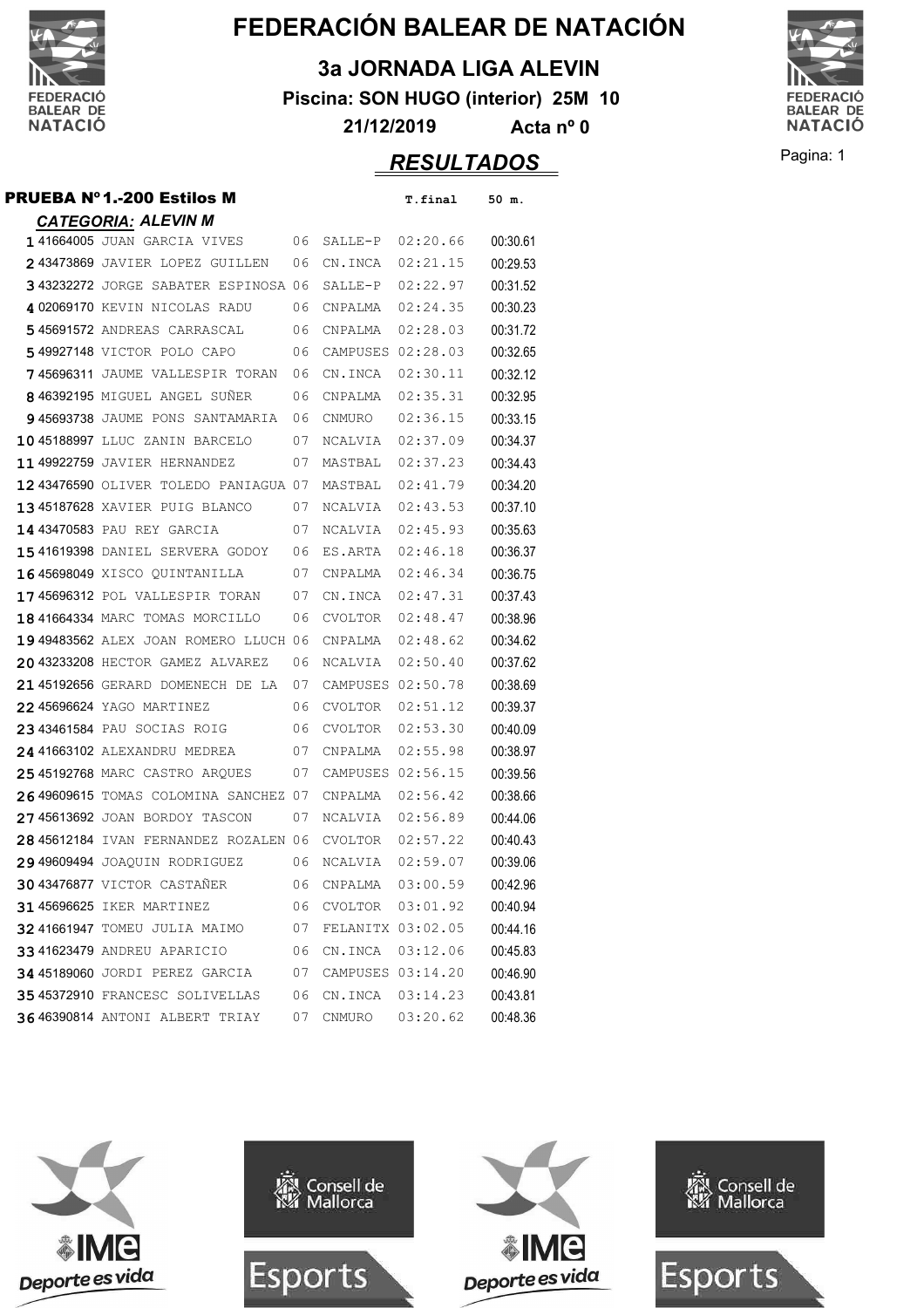# FEDERACIÓN BALEAR DE NATACIÓN

## 3a JORNADA LIGA ALEVIN

**Piscina: SON HUGO (interior) 25M 10**

**21/12/2019 Acta nº 0**

## *RESULTADOS*

### PRUEBA Nº 1.-200 Estilos M

***CATEGORIA: ALEVIN M***

| Pos. | Licencia | Nombre | Año | Club | T.final | 50 m. |
|---|---|---|---|---|---|---|
| 1 | 41664005 | JUAN GARCIA VIVES | 06 | SALLE-P | 02:20.66 | 00:30.61 |
| 2 | 43473869 | JAVIER LOPEZ GUILLEN | 06 | CN.INCA | 02:21.15 | 00:29.53 |
| 3 | 43232272 | JORGE SABATER ESPINOSA | 06 | SALLE-P | 02:22.97 | 00:31.52 |
| 4 | 02069170 | KEVIN NICOLAS RADU | 06 | CNPALMA | 02:24.35 | 00:30.23 |
| 5 | 45691572 | ANDREAS CARRASCAL | 06 | CNPALMA | 02:28.03 | 00:31.72 |
| 5 | 49927148 | VICTOR POLO CAPO | 06 | CAMPUSES | 02:28.03 | 00:32.65 |
| 7 | 45696311 | JAUME VALLESPIR TORAN | 06 | CN.INCA | 02:30.11 | 00:32.12 |
| 8 | 46392195 | MIGUEL ANGEL SUÑER | 06 | CNPALMA | 02:35.31 | 00:32.95 |
| 9 | 45693738 | JAUME PONS SANTAMARIA | 06 | CNMURO | 02:36.15 | 00:33.15 |
| 10 | 45188997 | LLUC ZANIN BARCELO | 07 | NCALVIA | 02:37.09 | 00:34.37 |
| 11 | 49922759 | JAVIER HERNANDEZ | 07 | MASTBAL | 02:37.23 | 00:34.43 |
| 12 | 43476590 | OLIVER TOLEDO PANIAGUA | 07 | MASTBAL | 02:41.79 | 00:34.20 |
| 13 | 45187628 | XAVIER PUIG BLANCO | 07 | NCALVIA | 02:43.53 | 00:37.10 |
| 14 | 43470583 | PAU REY GARCIA | 07 | NCALVIA | 02:45.93 | 00:35.63 |
| 15 | 41619398 | DANIEL SERVERA GODOY | 06 | ES.ARTA | 02:46.18 | 00:36.37 |
| 16 | 45698049 | XISCO QUINTANILLA | 07 | CNPALMA | 02:46.34 | 00:36.75 |
| 17 | 45696312 | POL VALLESPIR TORAN | 07 | CN.INCA | 02:47.31 | 00:37.43 |
| 18 | 41664334 | MARC TOMAS MORCILLO | 06 | CVOLTOR | 02:48.47 | 00:38.96 |
| 19 | 49483562 | ALEX JOAN ROMERO LLUCH | 06 | CNPALMA | 02:48.62 | 00:34.62 |
| 20 | 43233208 | HECTOR GAMEZ ALVAREZ | 06 | NCALVIA | 02:50.40 | 00:37.62 |
| 21 | 45192656 | GERARD DOMENECH DE LA | 07 | CAMPUSES | 02:50.78 | 00:38.69 |
| 22 | 45696624 | YAGO MARTINEZ | 06 | CVOLTOR | 02:51.12 | 00:39.37 |
| 23 | 43461584 | PAU SOCIAS ROIG | 06 | CVOLTOR | 02:53.30 | 00:40.09 |
| 24 | 41663102 | ALEXANDRU MEDREA | 07 | CNPALMA | 02:55.98 | 00:38.97 |
| 25 | 45192768 | MARC CASTRO ARQUES | 07 | CAMPUSES | 02:56.15 | 00:39.56 |
| 26 | 49609615 | TOMAS COLOMINA SANCHEZ | 07 | CNPALMA | 02:56.42 | 00:38.66 |
| 27 | 45613692 | JOAN BORDOY TASCON | 07 | NCALVIA | 02:56.89 | 00:44.06 |
| 28 | 45612184 | IVAN FERNANDEZ ROZALEN | 06 | CVOLTOR | 02:57.22 | 00:40.43 |
| 29 | 49609494 | JOAQUIN RODRIGUEZ | 06 | NCALVIA | 02:59.07 | 00:39.06 |
| 30 | 43476877 | VICTOR CASTAÑER | 06 | CNPALMA | 03:00.59 | 00:42.96 |
| 31 | 45696625 | IKER MARTINEZ | 06 | CVOLTOR | 03:01.92 | 00:40.94 |
| 32 | 41661947 | TOMEU JULIA MAIMO | 07 | FELANITX | 03:02.05 | 00:44.16 |
| 33 | 41623479 | ANDREU APARICIO | 06 | CN.INCA | 03:12.06 | 00:45.83 |
| 34 | 45189060 | JORDI PEREZ GARCIA | 07 | CAMPUSES | 03:14.20 | 00:46.90 |
| 35 | 45372910 | FRANCESC SOLIVELLAS | 06 | CN.INCA | 03:14.23 | 00:43.81 |
| 36 | 46390814 | ANTONI ALBERT TRIAY | 07 | CNMURO | 03:20.62 | 00:48.36 |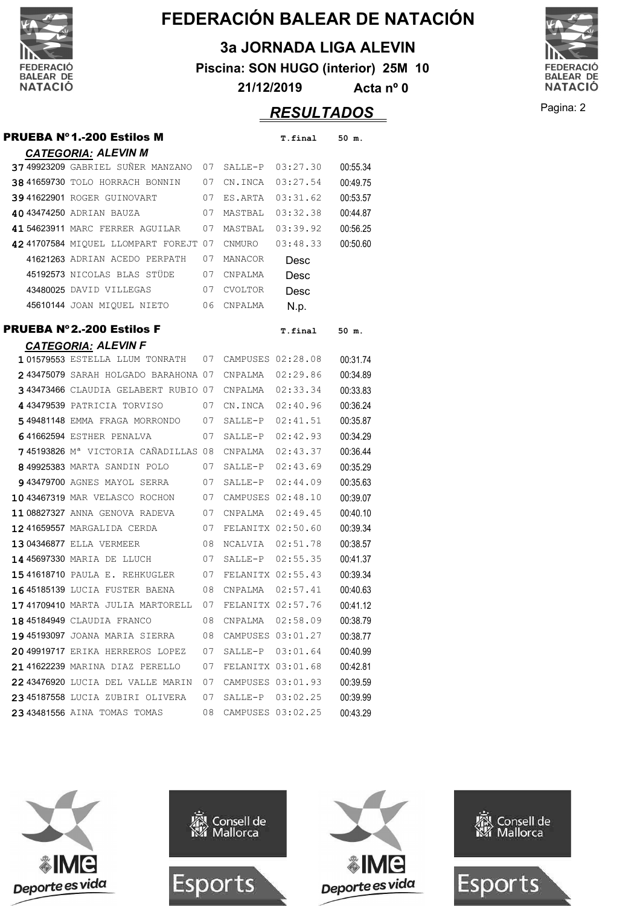# FEDERACIÓN BALEAR DE NATACIÓN

## 3a JORNADA LIGA ALEVIN

**Piscina: SON HUGO (interior) 25M 10**

**21/12/2019 Acta nº 0**

## *RESULTADOS*

### PRUEBA Nº1.-200 Estilos M

***CATEGORIA: ALEVIN M***

| Pos. | Licencia | Nombre | Año | Club | T.final | 50 m. |
|---|---|---|---|---|---|---|
| 37 | 49923209 | GABRIEL SUÑER MANZANO | 07 | SALLE-P | 03:27.30 | 00:55.34 |
| 38 | 41659730 | TOLO HORRACH BONNIN | 07 | CN.INCA | 03:27.54 | 00:49.75 |
| 39 | 41622901 | ROGER GUINOVART | 07 | ES.ARTA | 03:31.62 | 00:53.57 |
| 40 | 43474250 | ADRIAN BAUZA | 07 | MASTBAL | 03:32.38 | 00:44.87 |
| 41 | 54623911 | MARC FERRER AGUILAR | 07 | MASTBAL | 03:39.92 | 00:56.25 |
| 42 | 41707584 | MIQUEL LLOMPART FOREJT | 07 | CNMURO | 03:48.33 | 00:50.60 |
| | 41621263 | ADRIAN ACEDO PERPATH | 07 | MANACOR | Desc | |
| | 45192573 | NICOLAS BLAS STÜDE | 07 | CNPALMA | Desc | |
| | 43480025 | DAVID VILLEGAS | 07 | CVOLTOR | Desc | |
| | 45610144 | JOAN MIQUEL NIETO | 06 | CNPALMA | N.p. | |

### PRUEBA Nº2.-200 Estilos F

***CATEGORIA: ALEVIN F***

| Pos. | Licencia | Nombre | Año | Club | T.final | 50 m. |
|---|---|---|---|---|---|---|
| 1 | 01579553 | ESTELLA LLUM TONRATH | 07 | CAMPUSES | 02:28.08 | 00:31.74 |
| 2 | 43475079 | SARAH HOLGADO BARAHONA | 07 | CNPALMA | 02:29.86 | 00:34.89 |
| 3 | 43473466 | CLAUDIA GELABERT RUBIO | 07 | CNPALMA | 02:33.34 | 00:33.83 |
| 4 | 43479539 | PATRICIA TORVISO | 07 | CN.INCA | 02:40.96 | 00:36.24 |
| 5 | 49481148 | EMMA FRAGA MORRONDO | 07 | SALLE-P | 02:41.51 | 00:35.87 |
| 6 | 41662594 | ESTHER PENALVA | 07 | SALLE-P | 02:42.93 | 00:34.29 |
| 7 | 45193826 | Mª VICTORIA CAÑADILLAS | 08 | CNPALMA | 02:43.37 | 00:36.44 |
| 8 | 49925383 | MARTA SANDIN POLO | 07 | SALLE-P | 02:43.69 | 00:35.29 |
| 9 | 43479700 | AGNES MAYOL SERRA | 07 | SALLE-P | 02:44.09 | 00:35.63 |
| 10 | 43467319 | MAR VELASCO ROCHON | 07 | CAMPUSES | 02:48.10 | 00:39.07 |
| 11 | 08827327 | ANNA GENOVA RADEVA | 07 | CNPALMA | 02:49.45 | 00:40.10 |
| 12 | 41659557 | MARGALIDA CERDA | 07 | FELANITX | 02:50.60 | 00:39.34 |
| 13 | 04346877 | ELLA VERMEER | 08 | NCALVIA | 02:51.78 | 00:38.57 |
| 14 | 45697330 | MARIA DE LLUCH | 07 | SALLE-P | 02:55.35 | 00:41.37 |
| 15 | 41618710 | PAULA E. REHKUGLER | 07 | FELANITX | 02:55.43 | 00:39.34 |
| 16 | 45185139 | LUCIA FUSTER BAENA | 08 | CNPALMA | 02:57.41 | 00:40.63 |
| 17 | 41709410 | MARTA JULIA MARTORELL | 07 | FELANITX | 02:57.76 | 00:41.12 |
| 18 | 45184949 | CLAUDIA FRANCO | 08 | CNPALMA | 02:58.09 | 00:38.79 |
| 19 | 45193097 | JOANA MARIA SIERRA | 08 | CAMPUSES | 03:01.27 | 00:38.77 |
| 20 | 49919717 | ERIKA HERREROS LOPEZ | 07 | SALLE-P | 03:01.64 | 00:40.99 |
| 21 | 41622239 | MARINA DIAZ PERELLO | 07 | FELANITX | 03:01.68 | 00:42.81 |
| 22 | 43476920 | LUCIA DEL VALLE MARIN | 07 | CAMPUSES | 03:01.93 | 00:39.59 |
| 23 | 45187558 | LUCIA ZUBIRI OLIVERA | 07 | SALLE-P | 03:02.25 | 00:39.99 |
| 23 | 43481556 | AINA TOMAS TOMAS | 08 | CAMPUSES | 03:02.25 | 00:43.29 |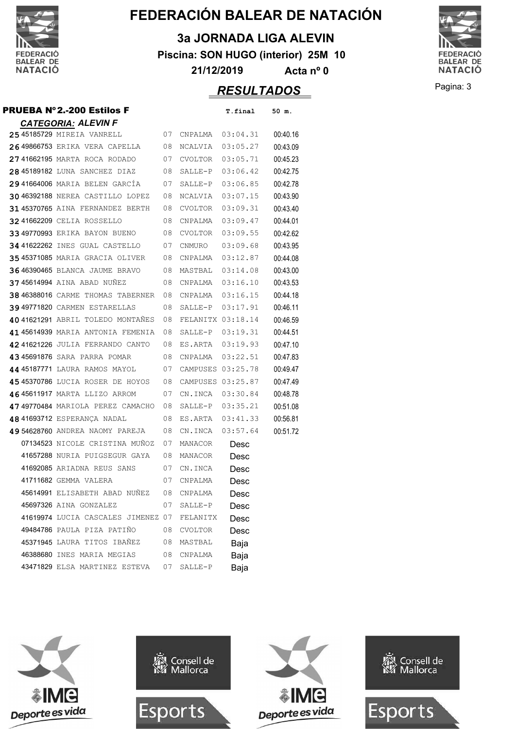# FEDERACIÓN BALEAR DE NATACIÓN

## 3a JORNADA LIGA ALEVIN

**Piscina: SON HUGO (interior) 25M 10**

**21/12/2019 Acta nº 0**

## *RESULTADOS*

### PRUEBA Nº 2.-200 Estilos F

***CATEGORIA: ALEVIN F***

| Pos. | Licencia | Nombre | Año | Club | T.final | 50 m. |
|---|---|---|---|---|---|---|
| 25 | 45185729 | MIREIA VANRELL | 07 | CNPALMA | 03:04.31 | 00:40.16 |
| 26 | 49866753 | ERIKA VERA CAPELLA | 08 | NCALVIA | 03:05.27 | 00:43.09 |
| 27 | 41662195 | MARTA ROCA RODADO | 07 | CVOLTOR | 03:05.71 | 00:45.23 |
| 28 | 45189182 | LUNA SANCHEZ DIAZ | 08 | SALLE-P | 03:06.42 | 00:42.75 |
| 29 | 41664006 | MARIA BELEN GARCÍA | 07 | SALLE-P | 03:06.85 | 00:42.78 |
| 30 | 46392188 | NEREA CASTILLO LOPEZ | 08 | NCALVIA | 03:07.15 | 00:43.90 |
| 31 | 45370765 | AINA FERNANDEZ BERTH | 08 | CVOLTOR | 03:09.31 | 00:43.40 |
| 32 | 41662209 | CELIA ROSSELLO | 08 | CNPALMA | 03:09.47 | 00:44.01 |
| 33 | 49770993 | ERIKA BAYON BUENO | 08 | CVOLTOR | 03:09.55 | 00:42.62 |
| 34 | 41622262 | INES GUAL CASTELLO | 07 | CNMURO | 03:09.68 | 00:43.95 |
| 35 | 45371085 | MARIA GRACIA OLIVER | 08 | CNPALMA | 03:12.87 | 00:44.08 |
| 36 | 46390465 | BLANCA JAUME BRAVO | 08 | MASTBAL | 03:14.08 | 00:43.00 |
| 37 | 45614994 | AINA ABAD NUÑEZ | 08 | CNPALMA | 03:16.10 | 00:43.53 |
| 38 | 46388016 | CARME THOMAS TABERNER | 08 | CNPALMA | 03:16.15 | 00:44.18 |
| 39 | 49771820 | CARMEN ESTARELLAS | 08 | SALLE-P | 03:17.91 | 00:46.11 |
| 40 | 41621291 | ABRIL TOLEDO MONTAÑES | 08 | FELANITX | 03:18.14 | 00:46.59 |
| 41 | 45614939 | MARIA ANTONIA FEMENIA | 08 | SALLE-P | 03:19.31 | 00:44.51 |
| 42 | 41621226 | JULIA FERRANDO CANTO | 08 | ES.ARTA | 03:19.93 | 00:47.10 |
| 43 | 45691876 | SARA PARRA POMAR | 08 | CNPALMA | 03:22.51 | 00:47.83 |
| 44 | 45187771 | LAURA RAMOS MAYOL | 07 | CAMPUSES | 03:25.78 | 00:49.47 |
| 45 | 45370786 | LUCIA ROSER DE HOYOS | 08 | CAMPUSES | 03:25.87 | 00:47.49 |
| 46 | 45611917 | MARTA LLIZO ARROM | 07 | CN.INCA | 03:30.84 | 00:48.78 |
| 47 | 49770484 | MARIOLA PEREZ CAMACHO | 08 | SALLE-P | 03:35.21 | 00:51.08 |
| 48 | 41693712 | ESPERANÇA NADAL | 08 | ES.ARTA | 03:41.33 | 00:56.81 |
| 49 | 54628760 | ANDREA NAOMY PAREJA | 08 | CN.INCA | 03:57.64 | 00:51.72 |
| | 07134523 | NICOLE CRISTINA MUÑOZ | 07 | MANACOR | Desc | |
| | 41657288 | NURIA PUIGSEGUR GAYA | 08 | MANACOR | Desc | |
| | 41692085 | ARIADNA REUS SANS | 07 | CN.INCA | Desc | |
| | 41711682 | GEMMA VALERA | 07 | CNPALMA | Desc | |
| | 45614991 | ELISABETH ABAD NUÑEZ | 08 | CNPALMA | Desc | |
| | 45697326 | AINA GONZALEZ | 07 | SALLE-P | Desc | |
| | 41619974 | LUCIA CASCALES JIMENEZ | 07 | FELANITX | Desc | |
| | 49484786 | PAULA PIZA PATIÑO | 08 | CVOLTOR | Desc | |
| | 45371945 | LAURA TITOS IBAÑEZ | 08 | MASTBAL | Baja | |
| | 46388680 | INES MARIA MEGIAS | 08 | CNPALMA | Baja | |
| | 43471829 | ELSA MARTINEZ ESTEVA | 07 | SALLE-P | Baja | |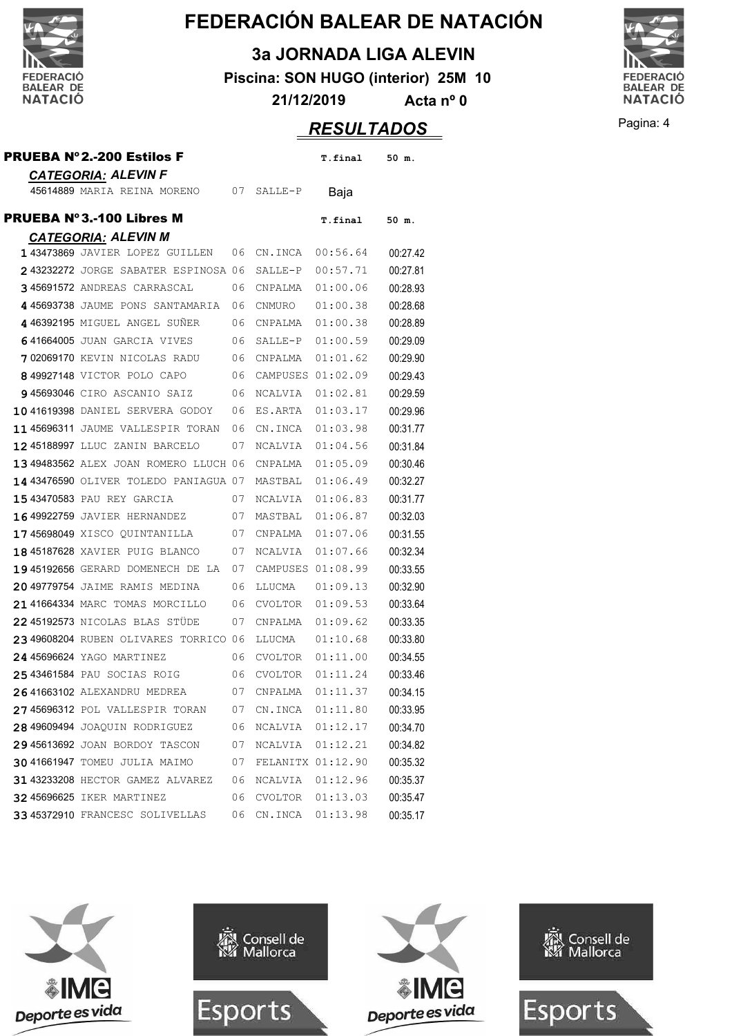# FEDERACIÓN BALEAR DE NATACIÓN

## 3a JORNADA LIGA ALEVIN

**Piscina: SON HUGO (interior) 25M 10**

**21/12/2019 Acta nº 0**

## RESULTADOS

### PRUEBA Nº 2.-200 Estilos F

***CATEGORIA: ALEVIN F***

| | Licencia | Nombre | Año | Club | T.final | 50 m. |
|---|---|---|---|---|---|---|
| | 45614889 | MARIA REINA MORENO | 07 | SALLE-P | Baja | |

### PRUEBA Nº 3.-100 Libres M

***CATEGORIA: ALEVIN M***

| Pos. | Licencia | Nombre | Año | Club | T.final | 50 m. |
|---|---|---|---|---|---|---|
| 1 | 43473869 | JAVIER LOPEZ GUILLEN | 06 | CN.INCA | 00:56.64 | 00:27.42 |
| 2 | 43232272 | JORGE SABATER ESPINOSA | 06 | SALLE-P | 00:57.71 | 00:27.81 |
| 3 | 45691572 | ANDREAS CARRASCAL | 06 | CNPALMA | 01:00.06 | 00:28.93 |
| 4 | 45693738 | JAUME PONS SANTAMARIA | 06 | CNMURO | 01:00.38 | 00:28.68 |
| 4 | 46392195 | MIGUEL ANGEL SUÑER | 06 | CNPALMA | 01:00.38 | 00:28.89 |
| 6 | 41664005 | JUAN GARCIA VIVES | 06 | SALLE-P | 01:00.59 | 00:29.09 |
| 7 | 02069170 | KEVIN NICOLAS RADU | 06 | CNPALMA | 01:01.62 | 00:29.90 |
| 8 | 49927148 | VICTOR POLO CAPO | 06 | CAMPUSES | 01:02.09 | 00:29.43 |
| 9 | 45693046 | CIRO ASCANIO SAIZ | 06 | NCALVIA | 01:02.81 | 00:29.59 |
| 10 | 41619398 | DANIEL SERVERA GODOY | 06 | ES.ARTA | 01:03.17 | 00:29.96 |
| 11 | 45696311 | JAUME VALLESPIR TORAN | 06 | CN.INCA | 01:03.98 | 00:31.77 |
| 12 | 45188997 | LLUC ZANIN BARCELO | 07 | NCALVIA | 01:04.56 | 00:31.84 |
| 13 | 49483562 | ALEX JOAN ROMERO LLUCH | 06 | CNPALMA | 01:05.09 | 00:30.46 |
| 14 | 43476590 | OLIVER TOLEDO PANIAGUA | 07 | MASTBAL | 01:06.49 | 00:32.27 |
| 15 | 43470583 | PAU REY GARCIA | 07 | NCALVIA | 01:06.83 | 00:31.77 |
| 16 | 49922759 | JAVIER HERNANDEZ | 07 | MASTBAL | 01:06.87 | 00:32.03 |
| 17 | 45698049 | XISCO QUINTANILLA | 07 | CNPALMA | 01:07.06 | 00:31.55 |
| 18 | 45187628 | XAVIER PUIG BLANCO | 07 | NCALVIA | 01:07.66 | 00:32.34 |
| 19 | 45192656 | GERARD DOMENECH DE LA | 07 | CAMPUSES | 01:08.99 | 00:33.55 |
| 20 | 49779754 | JAIME RAMIS MEDINA | 06 | LLUCMA | 01:09.13 | 00:32.90 |
| 21 | 41664334 | MARC TOMAS MORCILLO | 06 | CVOLTOR | 01:09.53 | 00:33.64 |
| 22 | 45192573 | NICOLAS BLAS STÜDE | 07 | CNPALMA | 01:09.62 | 00:33.35 |
| 23 | 49608204 | RUBEN OLIVARES TORRICO | 06 | LLUCMA | 01:10.68 | 00:33.80 |
| 24 | 45696624 | YAGO MARTINEZ | 06 | CVOLTOR | 01:11.00 | 00:34.55 |
| 25 | 43461584 | PAU SOCIAS ROIG | 06 | CVOLTOR | 01:11.24 | 00:33.46 |
| 26 | 41663102 | ALEXANDRU MEDREA | 07 | CNPALMA | 01:11.37 | 00:34.15 |
| 27 | 45696312 | POL VALLESPIR TORAN | 07 | CN.INCA | 01:11.80 | 00:33.95 |
| 28 | 49609494 | JOAQUIN RODRIGUEZ | 06 | NCALVIA | 01:12.17 | 00:34.70 |
| 29 | 45613692 | JOAN BORDOY TASCON | 07 | NCALVIA | 01:12.21 | 00:34.82 |
| 30 | 41661947 | TOMEU JULIA MAIMO | 07 | FELANITX | 01:12.90 | 00:35.32 |
| 31 | 43233208 | HECTOR GAMEZ ALVAREZ | 06 | NCALVIA | 01:12.96 | 00:35.37 |
| 32 | 45696625 | IKER MARTINEZ | 06 | CVOLTOR | 01:13.03 | 00:35.47 |
| 33 | 45372910 | FRANCESC SOLIVELLAS | 06 | CN.INCA | 01:13.98 | 00:35.17 |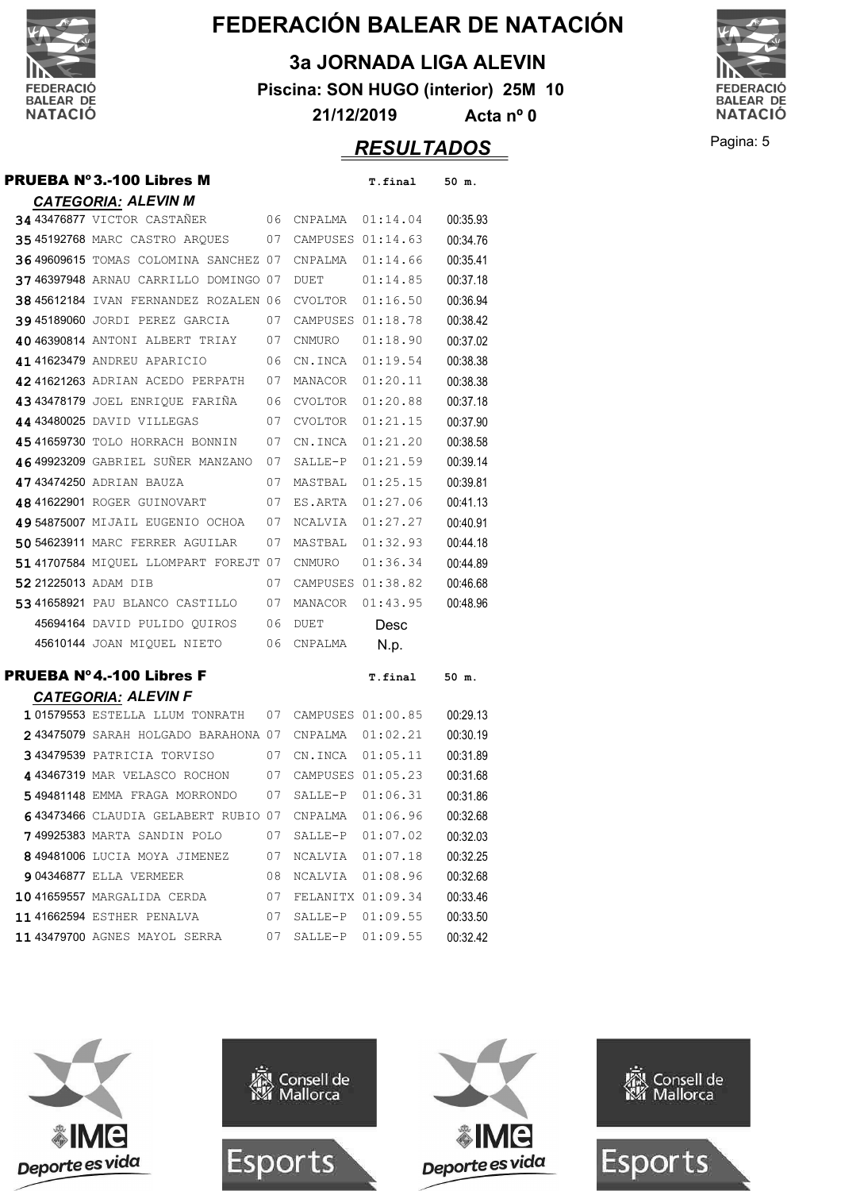# FEDERACIÓN BALEAR DE NATACIÓN

## 3a JORNADA LIGA ALEVIN

**Piscina: SON HUGO (interior) 25M 10**

**21/12/2019 Acta nº 0**

## *RESULTADOS*

### PRUEBA Nº 3.-100 Libres M

***CATEGORIA: ALEVIN M***

| Pos | Licencia | Nombre | Año | Club | T.final | 50 m. |
|---|---|---|---|---|---|---|
| 34 | 43476877 | VICTOR CASTAÑER | 06 | CNPALMA | 01:14.04 | 00:35.93 |
| 35 | 45192768 | MARC CASTRO ARQUES | 07 | CAMPUSES | 01:14.63 | 00:34.76 |
| 36 | 49609615 | TOMAS COLOMINA SANCHEZ | 07 | CNPALMA | 01:14.66 | 00:35.41 |
| 37 | 46397948 | ARNAU CARRILLO DOMINGO | 07 | DUET | 01:14.85 | 00:37.18 |
| 38 | 45612184 | IVAN FERNANDEZ ROZALEN | 06 | CVOLTOR | 01:16.50 | 00:36.94 |
| 39 | 45189060 | JORDI PEREZ GARCIA | 07 | CAMPUSES | 01:18.78 | 00:38.42 |
| 40 | 46390814 | ANTONI ALBERT TRIAY | 07 | CNMURO | 01:18.90 | 00:37.02 |
| 41 | 41623479 | ANDREU APARICIO | 06 | CN.INCA | 01:19.54 | 00:38.38 |
| 42 | 41621263 | ADRIAN ACEDO PERPATH | 07 | MANACOR | 01:20.11 | 00:38.38 |
| 43 | 43478179 | JOEL ENRIQUE FARIÑA | 06 | CVOLTOR | 01:20.88 | 00:37.18 |
| 44 | 43480025 | DAVID VILLEGAS | 07 | CVOLTOR | 01:21.15 | 00:37.90 |
| 45 | 41659730 | TOLO HORRACH BONNIN | 07 | CN.INCA | 01:21.20 | 00:38.58 |
| 46 | 49923209 | GABRIEL SUÑER MANZANO | 07 | SALLE-P | 01:21.59 | 00:39.14 |
| 47 | 43474250 | ADRIAN BAUZA | 07 | MASTBAL | 01:25.15 | 00:39.81 |
| 48 | 41622901 | ROGER GUINOVART | 07 | ES.ARTA | 01:27.06 | 00:41.13 |
| 49 | 54875007 | MIJAIL EUGENIO OCHOA | 07 | NCALVIA | 01:27.27 | 00:40.91 |
| 50 | 54623911 | MARC FERRER AGUILAR | 07 | MASTBAL | 01:32.93 | 00:44.18 |
| 51 | 41707584 | MIQUEL LLOMPART FOREJT | 07 | CNMURO | 01:36.34 | 00:44.89 |
| 52 | 21225013 | ADAM DIB | 07 | CAMPUSES | 01:38.82 | 00:46.68 |
| 53 | 41658921 | PAU BLANCO CASTILLO | 07 | MANACOR | 01:43.95 | 00:48.96 |
| | 45694164 | DAVID PULIDO QUIROS | 06 | DUET | Desc | |
| | 45610144 | JOAN MIQUEL NIETO | 06 | CNPALMA | N.p. | |

### PRUEBA Nº 4.-100 Libres F

***CATEGORIA: ALEVIN F***

| Pos | Licencia | Nombre | Año | Club | T.final | 50 m. |
|---|---|---|---|---|---|---|
| 1 | 01579553 | ESTELLA LLUM TONRATH | 07 | CAMPUSES | 01:00.85 | 00:29.13 |
| 2 | 43475079 | SARAH HOLGADO BARAHONA | 07 | CNPALMA | 01:02.21 | 00:30.19 |
| 3 | 43479539 | PATRICIA TORVISO | 07 | CN.INCA | 01:05.11 | 00:31.89 |
| 4 | 43467319 | MAR VELASCO ROCHON | 07 | CAMPUSES | 01:05.23 | 00:31.68 |
| 5 | 49481148 | EMMA FRAGA MORRONDO | 07 | SALLE-P | 01:06.31 | 00:31.86 |
| 6 | 43473466 | CLAUDIA GELABERT RUBIO | 07 | CNPALMA | 01:06.96 | 00:32.68 |
| 7 | 49925383 | MARTA SANDIN POLO | 07 | SALLE-P | 01:07.02 | 00:32.03 |
| 8 | 49481006 | LUCIA MOYA JIMENEZ | 07 | NCALVIA | 01:07.18 | 00:32.25 |
| 9 | 04346877 | ELLA VERMEER | 08 | NCALVIA | 01:08.96 | 00:32.68 |
| 10 | 41659557 | MARGALIDA CERDA | 07 | FELANITX | 01:09.34 | 00:33.46 |
| 11 | 41662594 | ESTHER PENALVA | 07 | SALLE-P | 01:09.55 | 00:33.50 |
| 11 | 43479700 | AGNES MAYOL SERRA | 07 | SALLE-P | 01:09.55 | 00:32.42 |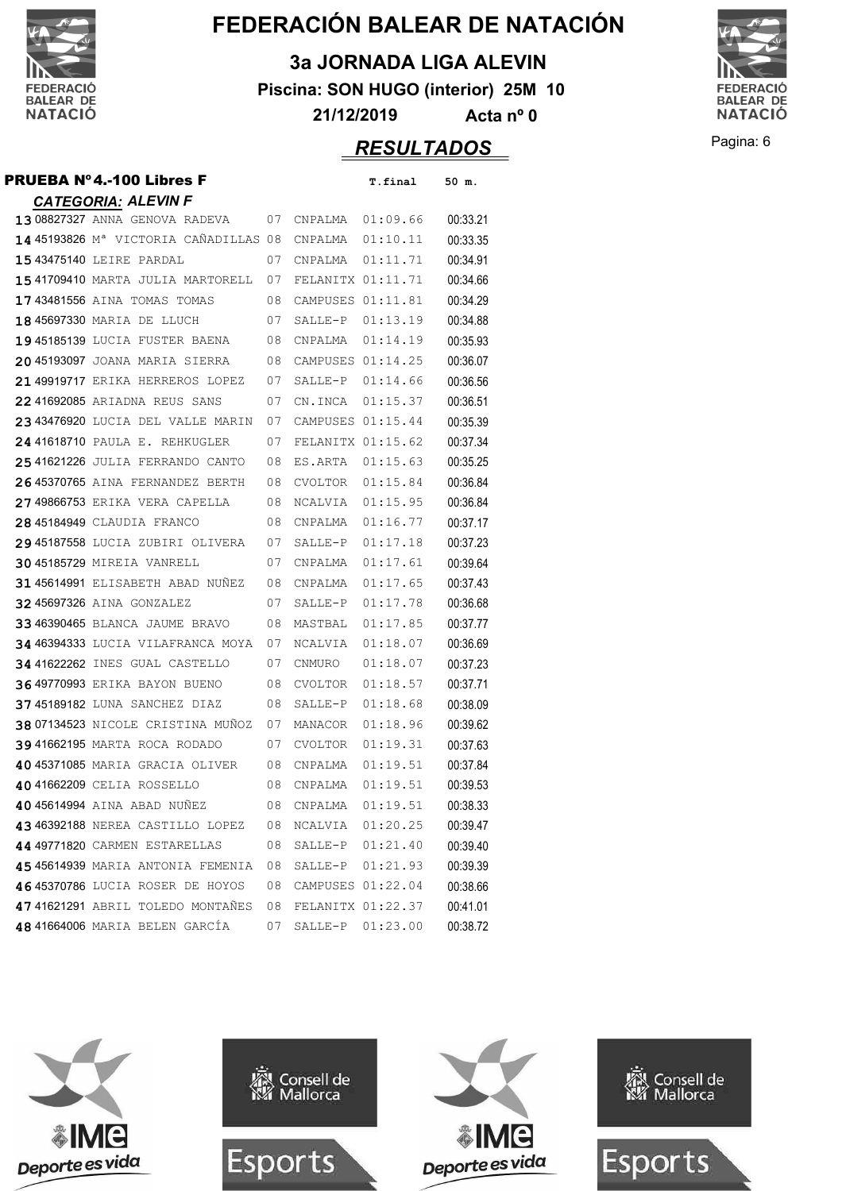# FEDERACIÓN BALEAR DE NATACIÓN

## 3a JORNADA LIGA ALEVIN

**Piscina: SON HUGO (interior) 25M 10**

**21/12/2019 Acta nº 0**

## *RESULTADOS*

### PRUEBA Nº4.-100 Libres F

***CATEGORIA: ALEVIN F***

| Pos. | Licencia | Nombre | Año | Club | T.final | 50 m. |
|---|---|---|---|---|---|---|
| 13 | 08827327 | ANNA GENOVA RADEVA | 07 | CNPALMA | 01:09.66 | 00:33.21 |
| 14 | 45193826 | Mª VICTORIA CAÑADILLAS | 08 | CNPALMA | 01:10.11 | 00:33.35 |
| 15 | 43475140 | LEIRE PARDAL | 07 | CNPALMA | 01:11.71 | 00:34.91 |
| 15 | 41709410 | MARTA JULIA MARTORELL | 07 | FELANITX | 01:11.71 | 00:34.66 |
| 17 | 43481556 | AINA TOMAS TOMAS | 08 | CAMPUSES | 01:11.81 | 00:34.29 |
| 18 | 45697330 | MARIA DE LLUCH | 07 | SALLE-P | 01:13.19 | 00:34.88 |
| 19 | 45185139 | LUCIA FUSTER BAENA | 08 | CNPALMA | 01:14.19 | 00:35.93 |
| 20 | 45193097 | JOANA MARIA SIERRA | 08 | CAMPUSES | 01:14.25 | 00:36.07 |
| 21 | 49919717 | ERIKA HERREROS LOPEZ | 07 | SALLE-P | 01:14.66 | 00:36.56 |
| 22 | 41692085 | ARIADNA REUS SANS | 07 | CN.INCA | 01:15.37 | 00:36.51 |
| 23 | 43476920 | LUCIA DEL VALLE MARIN | 07 | CAMPUSES | 01:15.44 | 00:35.39 |
| 24 | 41618710 | PAULA E. REHKUGLER | 07 | FELANITX | 01:15.62 | 00:37.34 |
| 25 | 41621226 | JULIA FERRANDO CANTO | 08 | ES.ARTA | 01:15.63 | 00:35.25 |
| 26 | 45370765 | AINA FERNANDEZ BERTH | 08 | CVOLTOR | 01:15.84 | 00:36.84 |
| 27 | 49866753 | ERIKA VERA CAPELLA | 08 | NCALVIA | 01:15.95 | 00:36.84 |
| 28 | 45184949 | CLAUDIA FRANCO | 08 | CNPALMA | 01:16.77 | 00:37.17 |
| 29 | 45187558 | LUCIA ZUBIRI OLIVERA | 07 | SALLE-P | 01:17.18 | 00:37.23 |
| 30 | 45185729 | MIREIA VANRELL | 07 | CNPALMA | 01:17.61 | 00:39.64 |
| 31 | 45614991 | ELISABETH ABAD NUÑEZ | 08 | CNPALMA | 01:17.65 | 00:37.43 |
| 32 | 45697326 | AINA GONZALEZ | 07 | SALLE-P | 01:17.78 | 00:36.68 |
| 33 | 46390465 | BLANCA JAUME BRAVO | 08 | MASTBAL | 01:17.85 | 00:37.77 |
| 34 | 46394333 | LUCIA VILAFRANCA MOYA | 07 | NCALVIA | 01:18.07 | 00:36.69 |
| 34 | 41622262 | INES GUAL CASTELLO | 07 | CNMURO | 01:18.07 | 00:37.23 |
| 36 | 49770993 | ERIKA BAYON BUENO | 08 | CVOLTOR | 01:18.57 | 00:37.71 |
| 37 | 45189182 | LUNA SANCHEZ DIAZ | 08 | SALLE-P | 01:18.68 | 00:38.09 |
| 38 | 07134523 | NICOLE CRISTINA MUÑOZ | 07 | MANACOR | 01:18.96 | 00:39.62 |
| 39 | 41662195 | MARTA ROCA RODADO | 07 | CVOLTOR | 01:19.31 | 00:37.63 |
| 40 | 45371085 | MARIA GRACIA OLIVER | 08 | CNPALMA | 01:19.51 | 00:37.84 |
| 40 | 41662209 | CELIA ROSSELLO | 08 | CNPALMA | 01:19.51 | 00:39.53 |
| 40 | 45614994 | AINA ABAD NUÑEZ | 08 | CNPALMA | 01:19.51 | 00:38.33 |
| 43 | 46392188 | NEREA CASTILLO LOPEZ | 08 | NCALVIA | 01:20.25 | 00:39.47 |
| 44 | 49771820 | CARMEN ESTARELLAS | 08 | SALLE-P | 01:21.40 | 00:39.40 |
| 45 | 45614939 | MARIA ANTONIA FEMENIA | 08 | SALLE-P | 01:21.93 | 00:39.39 |
| 46 | 45370786 | LUCIA ROSER DE HOYOS | 08 | CAMPUSES | 01:22.04 | 00:38.66 |
| 47 | 41621291 | ABRIL TOLEDO MONTAÑES | 08 | FELANITX | 01:22.37 | 00:41.01 |
| 48 | 41664006 | MARIA BELEN GARCÍA | 07 | SALLE-P | 01:23.00 | 00:38.72 |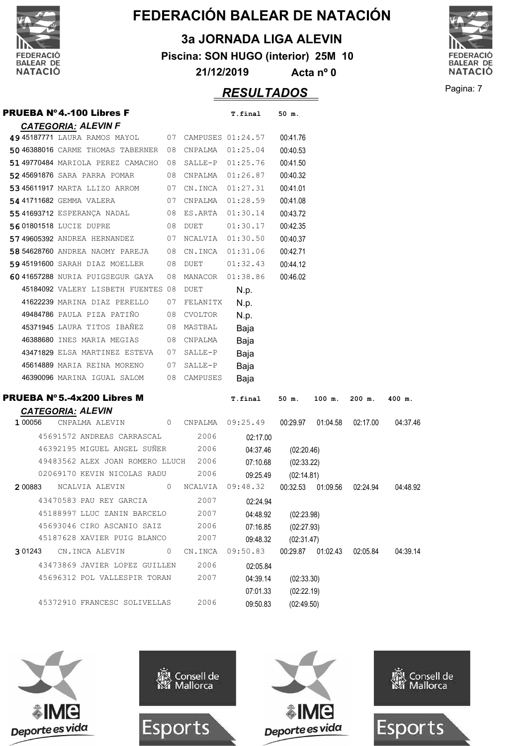# FEDERACIÓN BALEAR DE NATACIÓN

## 3a JORNADA LIGA ALEVIN

**Piscina: SON HUGO (interior) 25M 10**

**21/12/2019 Acta nº 0**

## *RESULTADOS*

### PRUEBA Nº4.-100 Libres F

***CATEGORIA: ALEVIN F***

| Pos | Licencia | Nombre | Año | Club | T.final | 50 m. |
|---|---|---|---|---|---|---|
| 49 | 45187771 | LAURA RAMOS MAYOL | 07 | CAMPUSES | 01:24.57 | 00:41.76 |
| 50 | 46388016 | CARME THOMAS TABERNER | 08 | CNPALMA | 01:25.04 | 00:40.53 |
| 51 | 49770484 | MARIOLA PEREZ CAMACHO | 08 | SALLE-P | 01:25.76 | 00:41.50 |
| 52 | 45691876 | SARA PARRA POMAR | 08 | CNPALMA | 01:26.87 | 00:40.32 |
| 53 | 45611917 | MARTA LLIZO ARROM | 07 | CN.INCA | 01:27.31 | 00:41.01 |
| 54 | 41711682 | GEMMA VALERA | 07 | CNPALMA | 01:28.59 | 00:41.08 |
| 55 | 41693712 | ESPERANÇA NADAL | 08 | ES.ARTA | 01:30.14 | 00:43.72 |
| 56 | 01801518 | LUCIE DUPRE | 08 | DUET | 01:30.17 | 00:42.35 |
| 57 | 49605392 | ANDREA HERNANDEZ | 07 | NCALVIA | 01:30.50 | 00:40.37 |
| 58 | 54628760 | ANDREA NAOMY PAREJA | 08 | CN.INCA | 01:31.06 | 00:42.71 |
| 59 | 45191600 | SARAH DIAZ MOELLER | 08 | DUET | 01:32.43 | 00:44.12 |
| 60 | 41657288 | NURIA PUIGSEGUR GAYA | 08 | MANACOR | 01:38.86 | 00:46.02 |
| | 45184092 | VALERY LISBETH FUENTES | 08 | DUET | N.p. | |
| | 41622239 | MARINA DIAZ PERELLO | 07 | FELANITX | N.p. | |
| | 49484786 | PAULA PIZA PATIÑO | 08 | CVOLTOR | N.p. | |
| | 45371945 | LAURA TITOS IBAÑEZ | 08 | MASTBAL | Baja | |
| | 46388680 | INES MARIA MEGIAS | 08 | CNPALMA | Baja | |
| | 43471829 | ELSA MARTINEZ ESTEVA | 07 | SALLE-P | Baja | |
| | 45614889 | MARIA REINA MORENO | 07 | SALLE-P | Baja | |
| | 46390096 | MARINA IGUAL SALOM | 08 | CAMPUSES | Baja | |

### PRUEBA Nº5.-4x200 Libres M

***CATEGORIA: ALEVIN***

| Pos | Licencia | Nombre | Año | Club | T.final | 50 m. | 100 m. | 200 m. | 400 m. |
|---|---|---|---|---|---|---|---|---|---|
| 1 | 00056 | CNPALMA ALEVIN | 0 | CNPALMA | 09:25.49 | 00:29.97 | 01:04.58 | 02:17.00 | 04:37.46 |
| | 45691572 | ANDREAS CARRASCAL | 2006 | | 02:17.00 | | | | |
| | 46392195 | MIGUEL ANGEL SUÑER | 2006 | | 04:37.46 | (02:20.46) | | | |
| | 49483562 | ALEX JOAN ROMERO LLUCH | 2006 | | 07:10.68 | (02:33.22) | | | |
| | 02069170 | KEVIN NICOLAS RADU | 2006 | | 09:25.49 | (02:14.81) | | | |
| 2 | 00883 | NCALVIA ALEVIN | 0 | NCALVIA | 09:48.32 | 00:32.53 | 01:09.56 | 02:24.94 | 04:48.92 |
| | 43470583 | PAU REY GARCIA | 2007 | | 02:24.94 | | | | |
| | 45188997 | LLUC ZANIN BARCELO | 2007 | | 04:48.92 | (02:23.98) | | | |
| | 45693046 | CIRO ASCANIO SAIZ | 2006 | | 07:16.85 | (02:27.93) | | | |
| | 45187628 | XAVIER PUIG BLANCO | 2007 | | 09:48.32 | (02:31.47) | | | |
| 3 | 01243 | CN.INCA ALEVIN | 0 | CN.INCA | 09:50.83 | 00:29.87 | 01:02.43 | 02:05.84 | 04:39.14 |
| | 43473869 | JAVIER LOPEZ GUILLEN | 2006 | | 02:05.84 | | | | |
| | 45696312 | POL VALLESPIR TORAN | 2007 | | 04:39.14 | (02:33.30) | | | |
| | | | | | 07:01.33 | (02:22.19) | | | |
| | 45372910 | FRANCESC SOLIVELLAS | 2006 | | 09:50.83 | (02:49.50) | | | |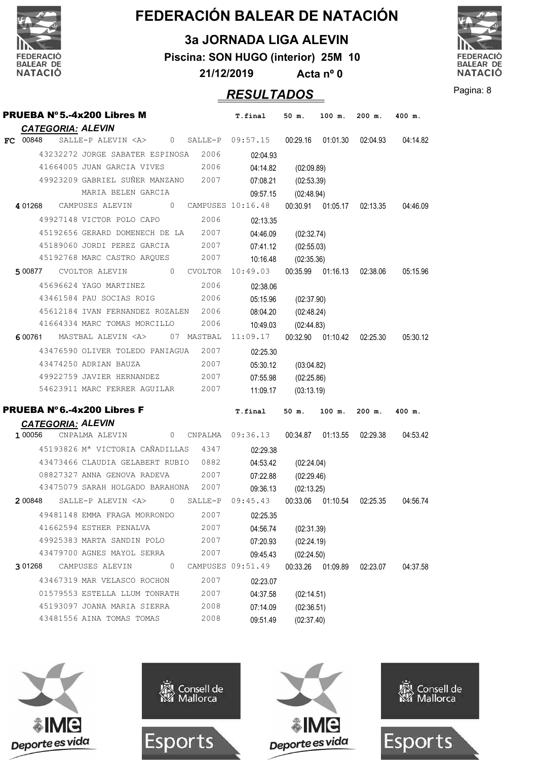# FEDERACIÓN BALEAR DE NATACIÓN

## 3a JORNADA LIGA ALEVIN

**Piscina: SON HUGO (interior) 25M 10**

**21/12/2019 Acta nº 0**

## *RESULTADOS*

### PRUEBA Nº 5.-4x200 Libres M

*CATEGORIA: ALEVIN*

| | | | | T.final | 50 m. | 100 m. | 200 m. | 400 m. |
|---|---|---|---|---|---|---|---|---|
| FC 00848 | SALLE-P ALEVIN <A> | 0 | SALLE-P | 09:57.15 | 00:29.16 | 01:01.30 | 02:04.93 | 04:14.82 |
| | 43232272 JORGE SABATER ESPINOSA | 2006 | | 02:04.93 | | | | |
| | 41664005 JUAN GARCIA VIVES | 2006 | | 04:14.82 | (02:09.89) | | | |
| | 49923209 GABRIEL SUÑER MANZANO | 2007 | | 07:08.21 | (02:53.39) | | | |
| | MARIA BELEN GARCIA | | | 09:57.15 | (02:48.94) | | | |
| 4 01268 | CAMPUSES ALEVIN | 0 | CAMPUSES | 10:16.48 | 00:30.91 | 01:05.17 | 02:13.35 | 04:46.09 |
| | 49927148 VICTOR POLO CAPO | 2006 | | 02:13.35 | | | | |
| | 45192656 GERARD DOMENECH DE LA | 2007 | | 04:46.09 | (02:32.74) | | | |
| | 45189060 JORDI PEREZ GARCIA | 2007 | | 07:41.12 | (02:55.03) | | | |
| | 45192768 MARC CASTRO ARQUES | 2007 | | 10:16.48 | (02:35.36) | | | |
| 5 00877 | CVOLTOR ALEVIN | 0 | CVOLTOR | 10:49.03 | 00:35.99 | 01:16.13 | 02:38.06 | 05:15.96 |
| | 45696624 YAGO MARTINEZ | 2006 | | 02:38.06 | | | | |
| | 43461584 PAU SOCIAS ROIG | 2006 | | 05:15.96 | (02:37.90) | | | |
| | 45612184 IVAN FERNANDEZ ROZALEN | 2006 | | 08:04.20 | (02:48.24) | | | |
| | 41664334 MARC TOMAS MORCILLO | 2006 | | 10:49.03 | (02:44.83) | | | |
| 6 00761 | MASTBAL ALEVIN <A> | 07 | MASTBAL | 11:09.17 | 00:32.90 | 01:10.42 | 02:25.30 | 05:30.12 |
| | 43476590 OLIVER TOLEDO PANIAGUA | 2007 | | 02:25.30 | | | | |
| | 43474250 ADRIAN BAUZA | 2007 | | 05:30.12 | (03:04.82) | | | |
| | 49922759 JAVIER HERNANDEZ | 2007 | | 07:55.98 | (02:25.86) | | | |
| | 54623911 MARC FERRER AGUILAR | 2007 | | 11:09.17 | (03:13.19) | | | |

### PRUEBA Nº 6.-4x200 Libres F

*CATEGORIA: ALEVIN*

| | | | | T.final | 50 m. | 100 m. | 200 m. | 400 m. |
|---|---|---|---|---|---|---|---|---|
| 1 00056 | CNPALMA ALEVIN | 0 | CNPALMA | 09:36.13 | 00:34.87 | 01:13.55 | 02:29.38 | 04:53.42 |
| | 45193826 Mª VICTORIA CAÑADILLAS | 4347 | | 02:29.38 | | | | |
| | 43473466 CLAUDIA GELABERT RUBIO | 0882 | | 04:53.42 | (02:24.04) | | | |
| | 08827327 ANNA GENOVA RADEVA | 2007 | | 07:22.88 | (02:29.46) | | | |
| | 43475079 SARAH HOLGADO BARAHONA | 2007 | | 09:36.13 | (02:13.25) | | | |
| 2 00848 | SALLE-P ALEVIN <A> | 0 | SALLE-P | 09:45.43 | 00:33.06 | 01:10.54 | 02:25.35 | 04:56.74 |
| | 49481148 EMMA FRAGA MORRONDO | 2007 | | 02:25.35 | | | | |
| | 41662594 ESTHER PENALVA | 2007 | | 04:56.74 | (02:31.39) | | | |
| | 49925383 MARTA SANDIN POLO | 2007 | | 07:20.93 | (02:24.19) | | | |
| | 43479700 AGNES MAYOL SERRA | 2007 | | 09:45.43 | (02:24.50) | | | |
| 3 01268 | CAMPUSES ALEVIN | 0 | CAMPUSES | 09:51.49 | 00:33.26 | 01:09.89 | 02:23.07 | 04:37.58 |
| | 43467319 MAR VELASCO ROCHON | 2007 | | 02:23.07 | | | | |
| | 01579553 ESTELLA LLUM TONRATH | 2007 | | 04:37.58 | (02:14.51) | | | |
| | 45193097 JOANA MARIA SIERRA | 2008 | | 07:14.09 | (02:36.51) | | | |
| | 43481556 AINA TOMAS TOMAS | 2008 | | 09:51.49 | (02:37.40) | | | |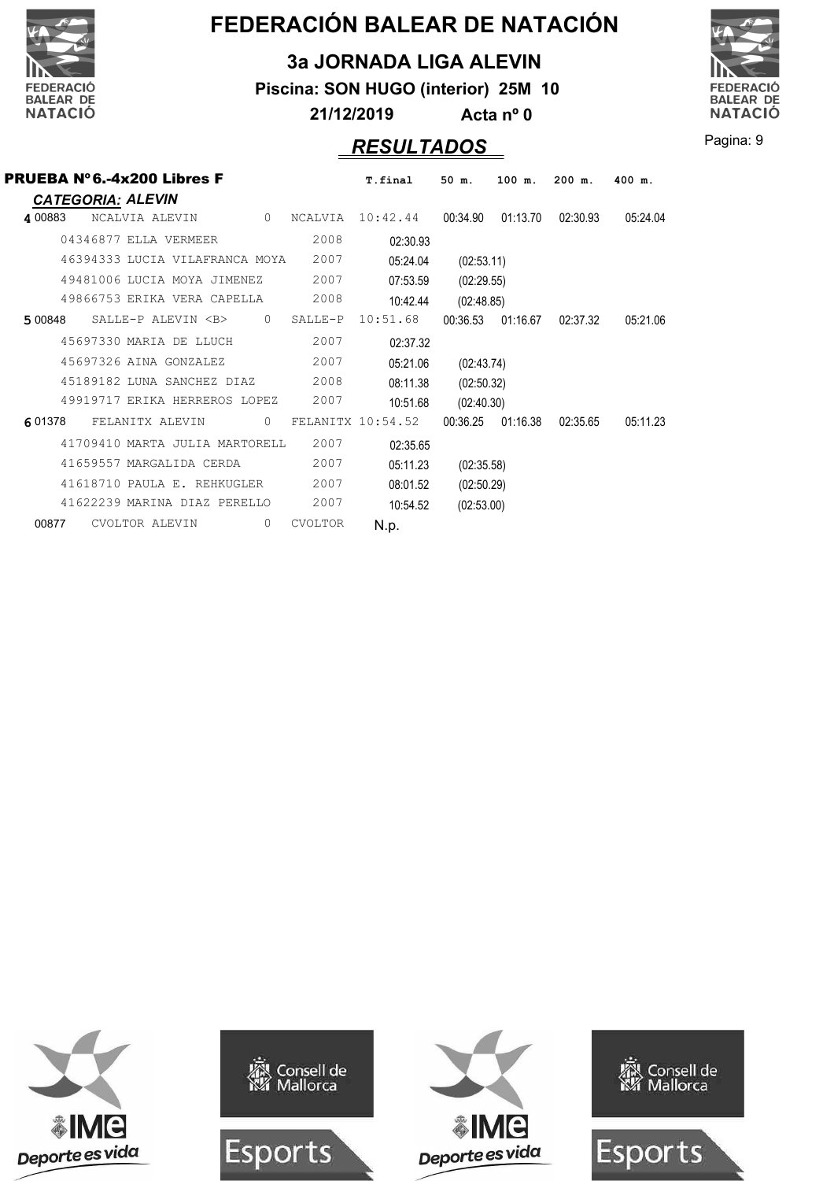# FEDERACIÓN BALEAR DE NATACIÓN

## 3a JORNADA LIGA ALEVIN

**Piscina: SON HUGO (interior) 25M 10**

**21/12/2019 Acta nº 0**

## *RESULTADOS*

**PRUEBA Nº6.-4x200 Libres F**

***CATEGORIA: ALEVIN***

| | | | | | T.final | 50 m. | 100 m. | 200 m. | 400 m. |
|---|---|---|---|---|---|---|---|---|---|
| 4 | 00883 | NCALVIA ALEVIN | 0 | NCALVIA | 10:42.44 | 00:34.90 | 01:13.70 | 02:30.93 | 05:24.04 |
| | 04346877 | ELLA VERMEER | 2008 | | 02:30.93 | | | | |
| | 46394333 | LUCIA VILAFRANCA MOYA | 2007 | | 05:24.04 | (02:53.11) | | | |
| | 49481006 | LUCIA MOYA JIMENEZ | 2007 | | 07:53.59 | (02:29.55) | | | |
| | 49866753 | ERIKA VERA CAPELLA | 2008 | | 10:42.44 | (02:48.85) | | | |
| 5 | 00848 | SALLE-P ALEVIN <B> | 0 | SALLE-P | 10:51.68 | 00:36.53 | 01:16.67 | 02:37.32 | 05:21.06 |
| | 45697330 | MARIA DE LLUCH | 2007 | | 02:37.32 | | | | |
| | 45697326 | AINA GONZALEZ | 2007 | | 05:21.06 | (02:43.74) | | | |
| | 45189182 | LUNA SANCHEZ DIAZ | 2008 | | 08:11.38 | (02:50.32) | | | |
| | 49919717 | ERIKA HERREROS LOPEZ | 2007 | | 10:51.68 | (02:40.30) | | | |
| 6 | 01378 | FELANITX ALEVIN | 0 | FELANITX | 10:54.52 | 00:36.25 | 01:16.38 | 02:35.65 | 05:11.23 |
| | 41709410 | MARTA JULIA MARTORELL | 2007 | | 02:35.65 | | | | |
| | 41659557 | MARGALIDA CERDA | 2007 | | 05:11.23 | (02:35.58) | | | |
| | 41618710 | PAULA E. REHKUGLER | 2007 | | 08:01.52 | (02:50.29) | | | |
| | 41622239 | MARINA DIAZ PERELLO | 2007 | | 10:54.52 | (02:53.00) | | | |
| | 00877 | CVOLTOR ALEVIN | 0 | CVOLTOR | N.p. | | | | |